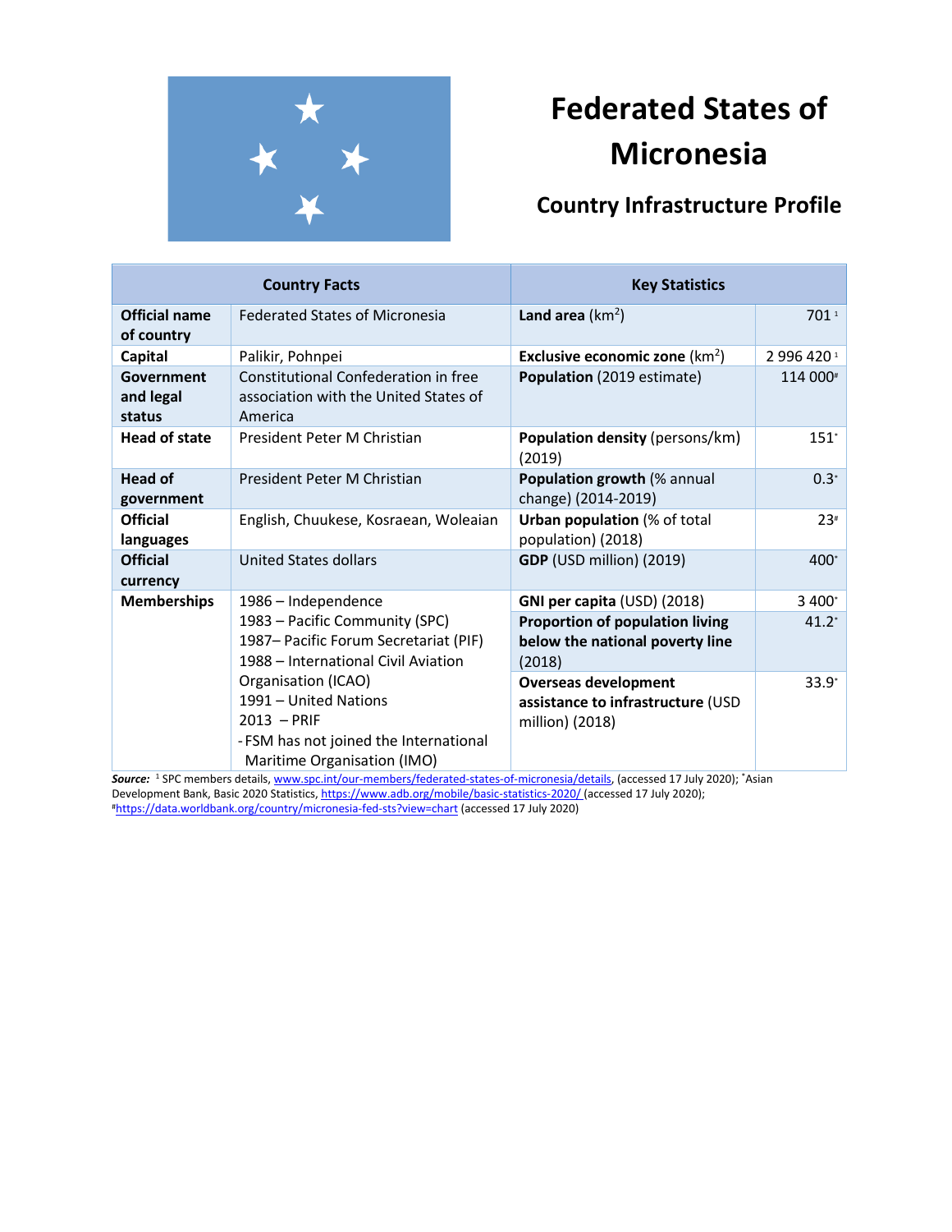# Federated States of Micronesia

## Country Infrastructure Profile

| Country Facts | | Key Statistics | |
|---|---|---|---|
| **Official name of country** | Federated States of Micronesia | **Land area** ($km^2$) | 701 [1] |
| **Capital** | Palikir, Pohnpei | **Exclusive economic zone** ($km^2$) | 2 996 420 [1] |
| **Government and legal status** | Constitutional Confederation in free association with the United States of America | **Population** (2019 estimate) | 114 000 [#] |
| **Head of state** | President Peter M Christian | **Population density** (persons/km) (2019) | 151 [*] |
| **Head of government** | President Peter M Christian | **Population growth** (% annual change) (2014-2019) | 0.3 [*] |
| **Official languages** | English, Chuukese, Kosraean, Woleaian | **Urban population** (% of total population) (2018) | 23 [#] |
| **Official currency** | United States dollars | **GDP** (USD million) (2019) | 400 [*] |
| **Memberships** | 1986 – Independence<br>1983 – Pacific Community (SPC)<br>1987– Pacific Forum Secretariat (PIF)<br>1988 – International Civil Aviation Organisation (ICAO)<br>1991 – United Nations<br>2013 – PRIF<br>- FSM has not joined the International Maritime Organisation (IMO) | **GNI per capita** (USD) (2018) | 3 400 [*] |
| | | **Proportion of population living below the national poverty line** (2018) | 41.2 [*] |
| | | **Overseas development assistance to infrastructure** (USD million) (2018) | 33.9 [*] |

***Source:*** [1] SPC members details, www.spc.int/our-members/federated-states-of-micronesia/details, (accessed 17 July 2020); [*] Asian Development Bank, Basic 2020 Statistics, https://www.adb.org/mobile/basic-statistics-2020/ (accessed 17 July 2020); [#] https://data.worldbank.org/country/micronesia-fed-sts?view=chart (accessed 17 July 2020)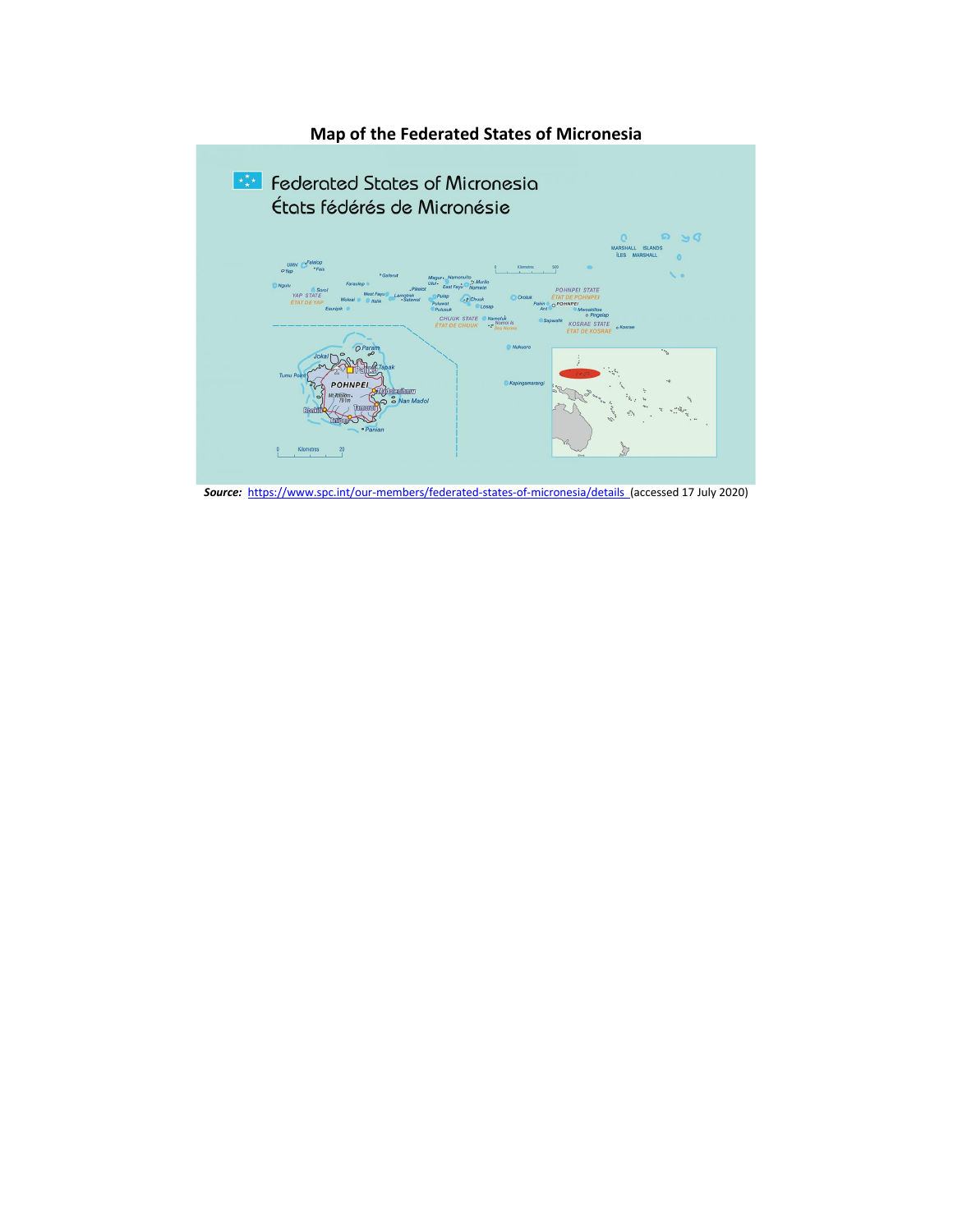**Map of the Federated States of Micronesia**

***Source:*** https://www.spc.int/our-members/federated-states-of-micronesia/details (accessed 17 July 2020)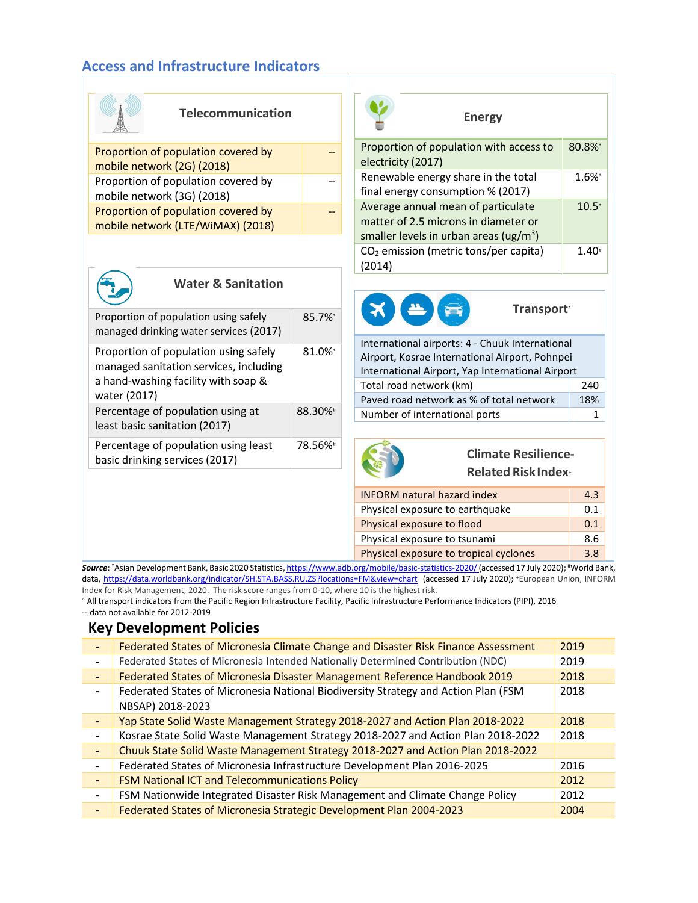## Access and Infrastructure Indicators

### Telecommunication

| | |
|---|---|
| Proportion of population covered by mobile network (2G) (2018) | -- |
| Proportion of population covered by mobile network (3G) (2018) | -- |
| Proportion of population covered by mobile network (LTE/WiMAX) (2018) | -- |

### Water & Sanitation

| | |
|---|---|
| Proportion of population using safely managed drinking water services (2017) | 85.7%* |
| Proportion of population using safely managed sanitation services, including a hand-washing facility with soap & water (2017) | 81.0%* |
| Percentage of population using at least basic sanitation (2017) | 88.30%# |
| Percentage of population using least basic drinking services (2017) | 78.56%# |

### Energy

| | |
|---|---|
| Proportion of population with access to electricity (2017) | 80.8%* |
| Renewable energy share in the total final energy consumption % (2017) | 1.6%* |
| Average annual mean of particulate matter of 2.5 microns in diameter or smaller levels in urban areas (ug/m$^3$) | 10.5* |
| $CO_2$ emission (metric tons/per capita) (2014) | 1.40# |

### Transport^

| | |
|---|---|
| International airports: 4 - Chuuk International Airport, Kosrae International Airport, Pohnpei International Airport, Yap International Airport | |
| Total road network (km) | 240 |
| Paved road network as % of total network | 18% |
| Number of international ports | 1 |

### Climate Resilience-Related Risk Index+

| | |
|---|---|
| INFORM natural hazard index | 4.3 |
| Physical exposure to earthquake | 0.1 |
| Physical exposure to flood | 0.1 |
| Physical exposure to tsunami | 8.6 |
| Physical exposure to tropical cyclones | 3.8 |

***Source***: *Asian Development Bank, Basic 2020 Statistics, https://www.adb.org/mobile/basic-statistics-2020/ (accessed 17 July 2020); #World Bank, data, https://data.worldbank.org/indicator/SH.STA.BASS.RU.ZS?locations=FM&view=chart (accessed 17 July 2020); +European Union, INFORM Index for Risk Management, 2020. The risk score ranges from 0-10, where 10 is the highest risk.

^ All transport indicators from the Pacific Region Infrastructure Facility, Pacific Infrastructure Performance Indicators (PIPI), 2016

-- data not available for 2012-2019

## Key Development Policies

| | | |
|---|---|---|
| - | Federated States of Micronesia Climate Change and Disaster Risk Finance Assessment | 2019 |
| - | Federated States of Micronesia Intended Nationally Determined Contribution (NDC) | 2019 |
| - | Federated States of Micronesia Disaster Management Reference Handbook 2019 | 2018 |
| - | Federated States of Micronesia National Biodiversity Strategy and Action Plan (FSM NBSAP) 2018-2023 | 2018 |
| - | Yap State Solid Waste Management Strategy 2018-2027 and Action Plan 2018-2022 | 2018 |
| - | Kosrae State Solid Waste Management Strategy 2018-2027 and Action Plan 2018-2022 | 2018 |
| - | Chuuk State Solid Waste Management Strategy 2018-2027 and Action Plan 2018-2022 | |
| - | Federated States of Micronesia Infrastructure Development Plan 2016-2025 | 2016 |
| - | FSM National ICT and Telecommunications Policy | 2012 |
| - | FSM Nationwide Integrated Disaster Risk Management and Climate Change Policy | 2012 |
| - | Federated States of Micronesia Strategic Development Plan 2004-2023 | 2004 |